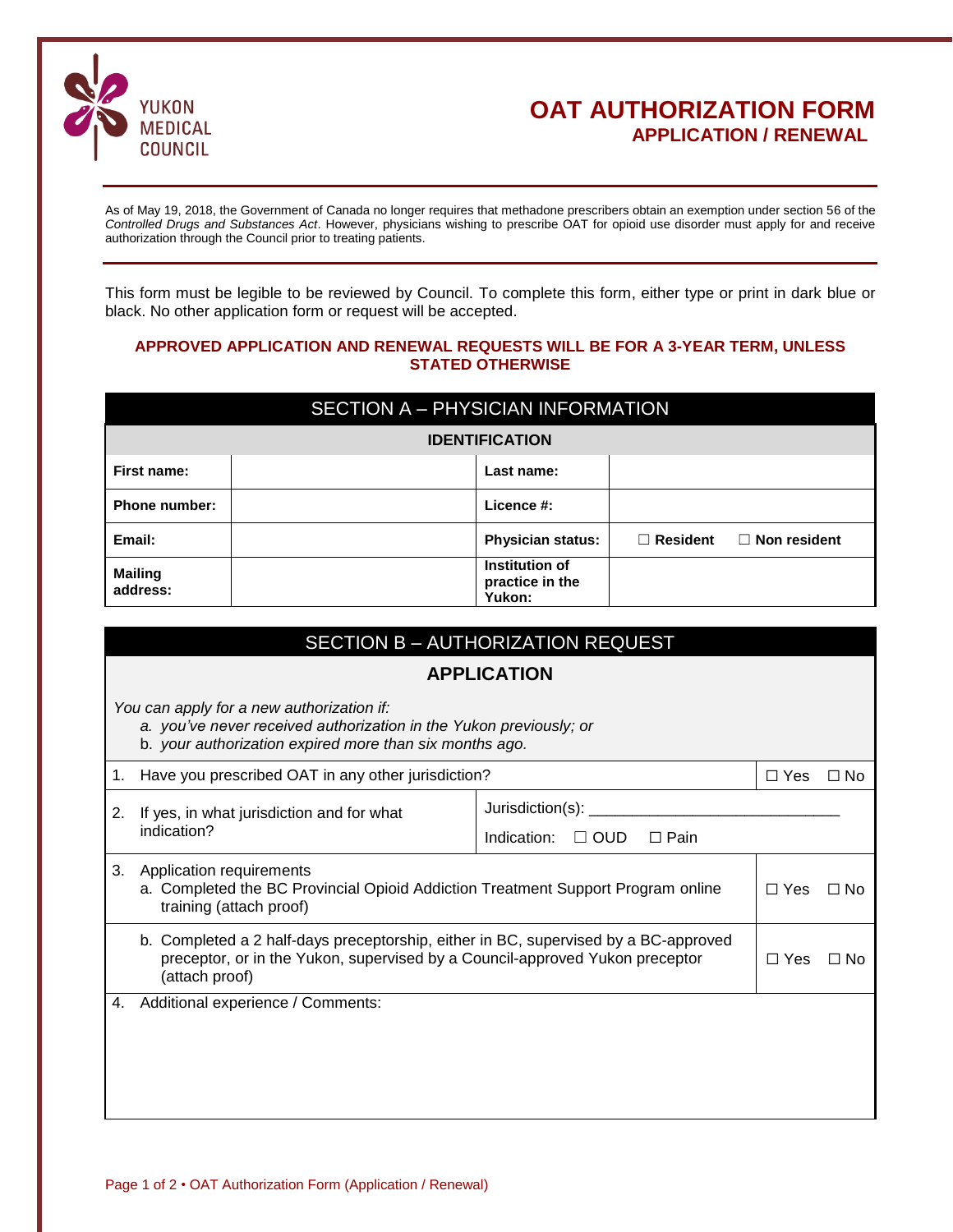YUKON MEDICAL COUNCIL

# OAT AUTHORIZATION FORM

## APPLICATION / RENEWAL

As of May 19, 2018, the Government of Canada no longer requires that methadone prescribers obtain an exemption under section 56 of the *Controlled Drugs and Substances Act*. However, physicians wishing to prescribe OAT for opioid use disorder must apply for and receive authorization through the Council prior to treating patients.

This form must be legible to be reviewed by Council. To complete this form, either type or print in dark blue or black. No other application form or request will be accepted.

**APPROVED APPLICATION AND RENEWAL REQUESTS WILL BE FOR A 3-YEAR TERM, UNLESS STATED OTHERWISE**

### SECTION A – PHYSICIAN INFORMATION

| IDENTIFICATION | | | |
|---|---|---|---|
| **First name:** | | **Last name:** | |
| **Phone number:** | | **Licence #:** | |
| **Email:** | | **Physician status:** | ☐ **Resident** ☐ **Non resident** |
| **Mailing address:** | | **Institution of practice in the Yukon:** | |

### SECTION B – AUTHORIZATION REQUEST

**APPLICATION**

*You can apply for a new authorization if:*

*a. you've never received authorization in the Yukon previously; or*
*b. your authorization expired more than six months ago.*

| | | |
|---|---|---|
| 1. Have you prescribed OAT in any other jurisdiction? | | ☐ Yes ☐ No |
| 2. If yes, in what jurisdiction and for what indication? | Jurisdiction(s): ____________________________ <br> Indication: ☐ OUD ☐ Pain | |
| 3. Application requirements <br> a. Completed the BC Provincial Opioid Addiction Treatment Support Program online training (attach proof) | | ☐ Yes ☐ No |
| b. Completed a 2 half-days preceptorship, either in BC, supervised by a BC-approved preceptor, or in the Yukon, supervised by a Council-approved Yukon preceptor (attach proof) | | ☐ Yes ☐ No |
| 4. Additional experience / Comments: | | |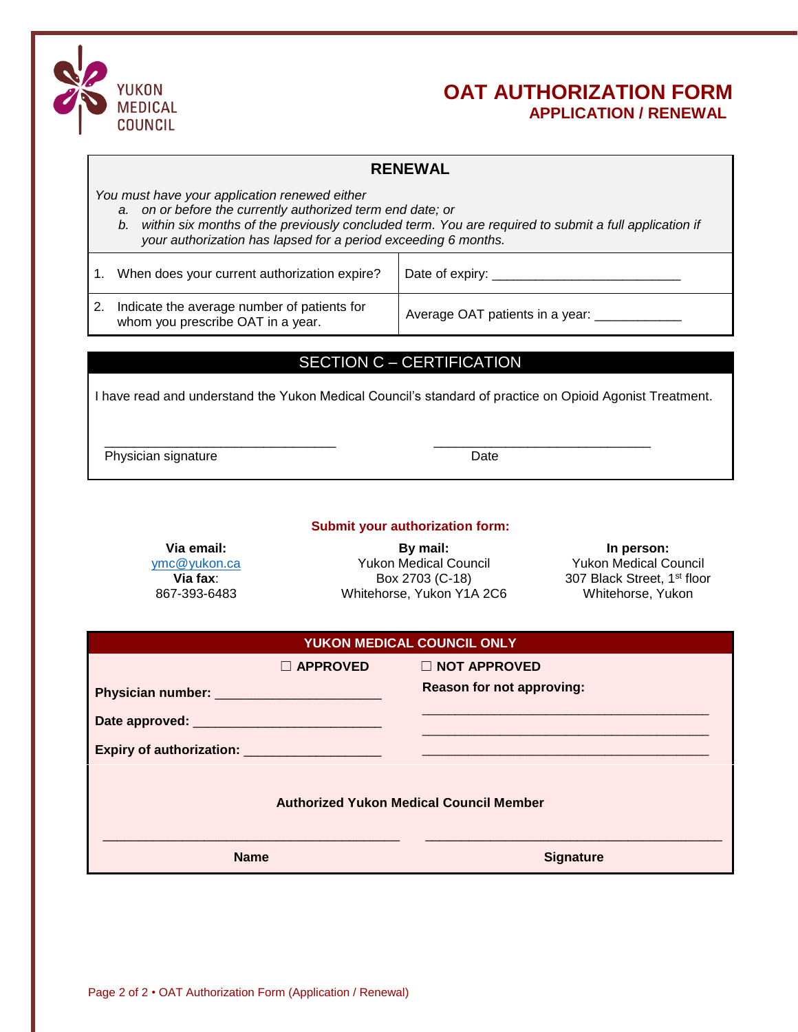YUKON MEDICAL COUNCIL

# OAT AUTHORIZATION FORM
## APPLICATION / RENEWAL

## RENEWAL

*You must have your application renewed either*

*a. on or before the currently authorized term end date; or*

*b. within six months of the previously concluded term. You are required to submit a full application if your authorization has lapsed for a period exceeding 6 months.*

| | |
|---|---|
| 1. When does your current authorization expire? | Date of expiry: __________________________ |
| 2. Indicate the average number of patients for whom you prescribe OAT in a year. | Average OAT patients in a year: ____________ |

## SECTION C – CERTIFICATION

I have read and understand the Yukon Medical Council's standard of practice on Opioid Agonist Treatment.

________________________________ Physician signature

______________________________ Date

**Submit your authorization form:**

**Via email:**
ymc@yukon.ca
**Via fax**:
867-393-6483

**By mail:**
Yukon Medical Council
Box 2703 (C-18)
Whitehorse, Yukon Y1A 2C6

**In person:**
Yukon Medical Council
307 Black Street, 1st floor
Whitehorse, Yukon

## YUKON MEDICAL COUNCIL ONLY

☐ **APPROVED**

**Physician number:** ______________________

**Date approved:** _________________________

**Expiry of authorization:** __________________

☐ **NOT APPROVED**

**Reason for not approving:**

________________________________________

________________________________________

________________________________________

**Authorized Yukon Medical Council Member**

__________________________________________ **Name**

__________________________________________ **Signature**